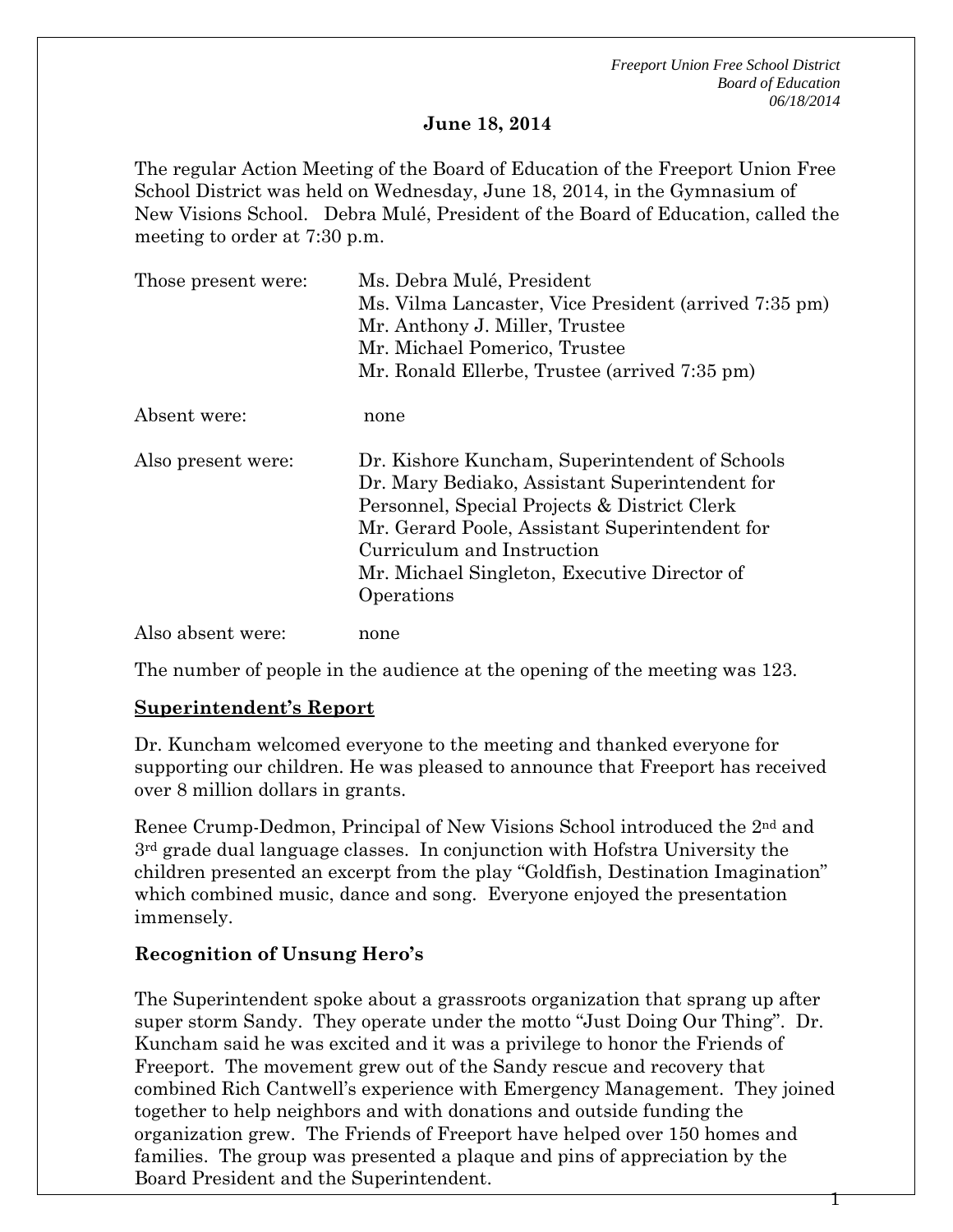## June 18, 2014

The regular Action Meeting of the Board of Education of the Freeport Union Free School District was held on Wednesday, June 18, 2014, in the Gymnasium of New Visions School. Debra Mulé, President of the Board of Education, called the meeting to order at 7:30 p.m.

| | |
|---|---|
| Those present were: | Ms. Debra Mulé, President<br>Ms. Vilma Lancaster, Vice President (arrived 7:35 pm)<br>Mr. Anthony J. Miller, Trustee<br>Mr. Michael Pomerico, Trustee<br>Mr. Ronald Ellerbe, Trustee (arrived 7:35 pm) |
| Absent were: | none |
| Also present were: | Dr. Kishore Kuncham, Superintendent of Schools<br>Dr. Mary Bediako, Assistant Superintendent for Personnel, Special Projects & District Clerk<br>Mr. Gerard Poole, Assistant Superintendent for Curriculum and Instruction<br>Mr. Michael Singleton, Executive Director of Operations |
| Also absent were: | none |

The number of people in the audience at the opening of the meeting was 123.

**<u>Superintendent's Report</u>**

Dr. Kuncham welcomed everyone to the meeting and thanked everyone for supporting our children. He was pleased to announce that Freeport has received over 8 million dollars in grants.

Renee Crump-Dedmon, Principal of New Visions School introduced the 2nd and 3rd grade dual language classes. In conjunction with Hofstra University the children presented an excerpt from the play "Goldfish, Destination Imagination" which combined music, dance and song. Everyone enjoyed the presentation immensely.

### Recognition of Unsung Hero's

The Superintendent spoke about a grassroots organization that sprang up after super storm Sandy. They operate under the motto "Just Doing Our Thing". Dr. Kuncham said he was excited and it was a privilege to honor the Friends of Freeport. The movement grew out of the Sandy rescue and recovery that combined Rich Cantwell's experience with Emergency Management. They joined together to help neighbors and with donations and outside funding the organization grew. The Friends of Freeport have helped over 150 homes and families. The group was presented a plaque and pins of appreciation by the Board President and the Superintendent.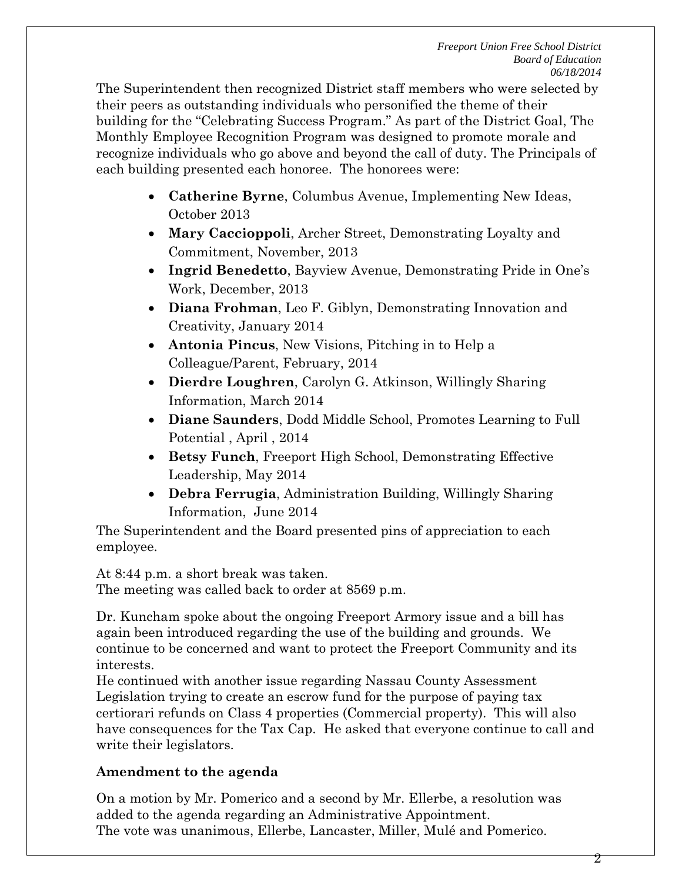The Superintendent then recognized District staff members who were selected by their peers as outstanding individuals who personified the theme of their building for the "Celebrating Success Program." As part of the District Goal, The Monthly Employee Recognition Program was designed to promote morale and recognize individuals who go above and beyond the call of duty. The Principals of each building presented each honoree. The honorees were:

- **Catherine Byrne**, Columbus Avenue, Implementing New Ideas, October 2013
- **Mary Caccioppoli**, Archer Street, Demonstrating Loyalty and Commitment, November, 2013
- **Ingrid Benedetto**, Bayview Avenue, Demonstrating Pride in One's Work, December, 2013
- **Diana Frohman**, Leo F. Giblyn, Demonstrating Innovation and Creativity, January 2014
- **Antonia Pincus**, New Visions, Pitching in to Help a Colleague/Parent, February, 2014
- **Dierdre Loughren**, Carolyn G. Atkinson, Willingly Sharing Information, March 2014
- **Diane Saunders**, Dodd Middle School, Promotes Learning to Full Potential , April , 2014
- **Betsy Funch**, Freeport High School, Demonstrating Effective Leadership, May 2014
- **Debra Ferrugia**, Administration Building, Willingly Sharing Information, June 2014

The Superintendent and the Board presented pins of appreciation to each employee.

At 8:44 p.m. a short break was taken.
The meeting was called back to order at 8569 p.m.

Dr. Kuncham spoke about the ongoing Freeport Armory issue and a bill has again been introduced regarding the use of the building and grounds. We continue to be concerned and want to protect the Freeport Community and its interests.
He continued with another issue regarding Nassau County Assessment Legislation trying to create an escrow fund for the purpose of paying tax certiorari refunds on Class 4 properties (Commercial property). This will also have consequences for the Tax Cap. He asked that everyone continue to call and write their legislators.

**Amendment to the agenda**

On a motion by Mr. Pomerico and a second by Mr. Ellerbe, a resolution was added to the agenda regarding an Administrative Appointment.
The vote was unanimous, Ellerbe, Lancaster, Miller, Mulé and Pomerico.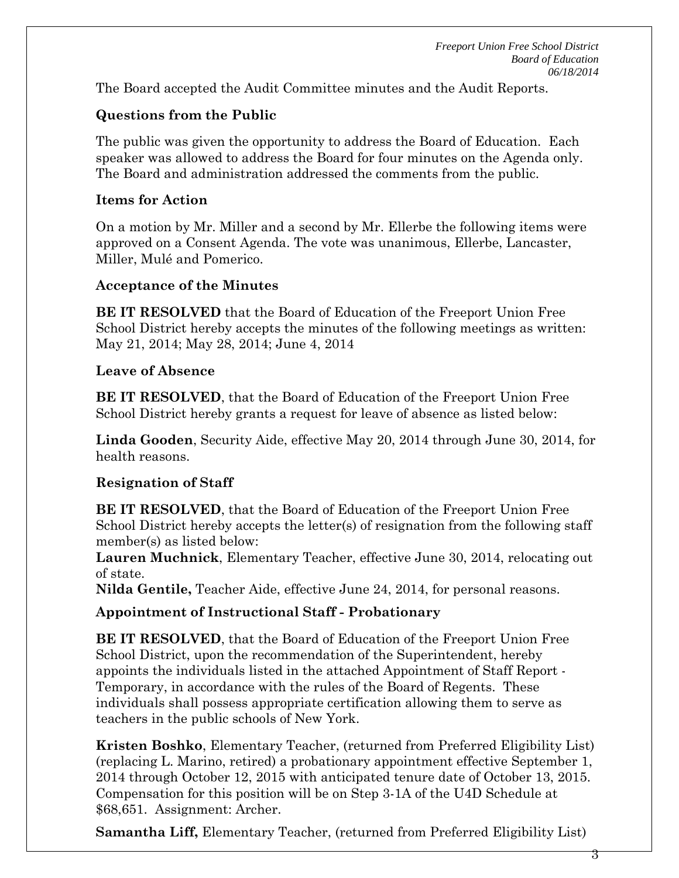The Board accepted the Audit Committee minutes and the Audit Reports.

**Questions from the Public**

The public was given the opportunity to address the Board of Education. Each speaker was allowed to address the Board for four minutes on the Agenda only. The Board and administration addressed the comments from the public.

**Items for Action**

On a motion by Mr. Miller and a second by Mr. Ellerbe the following items were approved on a Consent Agenda. The vote was unanimous, Ellerbe, Lancaster, Miller, Mulé and Pomerico.

**Acceptance of the Minutes**

**BE IT RESOLVED** that the Board of Education of the Freeport Union Free School District hereby accepts the minutes of the following meetings as written: May 21, 2014; May 28, 2014; June 4, 2014

**Leave of Absence**

**BE IT RESOLVED**, that the Board of Education of the Freeport Union Free School District hereby grants a request for leave of absence as listed below:

**Linda Gooden**, Security Aide, effective May 20, 2014 through June 30, 2014, for health reasons.

**Resignation of Staff**

**BE IT RESOLVED**, that the Board of Education of the Freeport Union Free School District hereby accepts the letter(s) of resignation from the following staff member(s) as listed below:

**Lauren Muchnick**, Elementary Teacher, effective June 30, 2014, relocating out of state.

**Nilda Gentile,** Teacher Aide, effective June 24, 2014, for personal reasons.

**Appointment of Instructional Staff - Probationary**

**BE IT RESOLVED**, that the Board of Education of the Freeport Union Free School District, upon the recommendation of the Superintendent, hereby appoints the individuals listed in the attached Appointment of Staff Report - Temporary, in accordance with the rules of the Board of Regents. These individuals shall possess appropriate certification allowing them to serve as teachers in the public schools of New York.

**Kristen Boshko**, Elementary Teacher, (returned from Preferred Eligibility List) (replacing L. Marino, retired) a probationary appointment effective September 1, 2014 through October 12, 2015 with anticipated tenure date of October 13, 2015. Compensation for this position will be on Step 3-1A of the U4D Schedule at $68,651. Assignment: Archer.

**Samantha Liff,** Elementary Teacher, (returned from Preferred Eligibility List)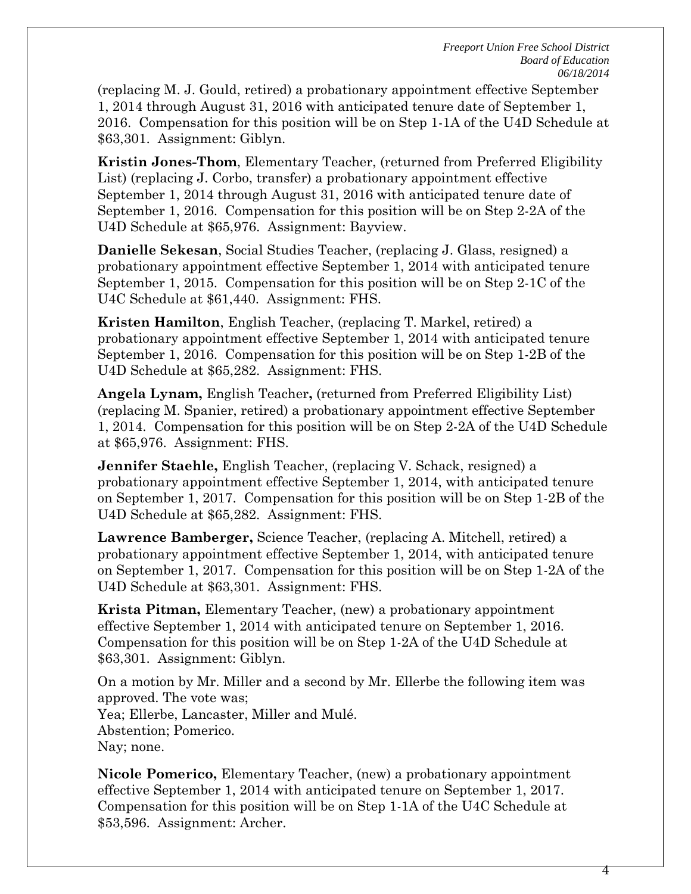(replacing M. J. Gould, retired) a probationary appointment effective September 1, 2014 through August 31, 2016 with anticipated tenure date of September 1, 2016. Compensation for this position will be on Step 1-1A of the U4D Schedule at $63,301. Assignment: Giblyn.

**Kristin Jones-Thom**, Elementary Teacher, (returned from Preferred Eligibility List) (replacing J. Corbo, transfer) a probationary appointment effective September 1, 2014 through August 31, 2016 with anticipated tenure date of September 1, 2016. Compensation for this position will be on Step 2-2A of the U4D Schedule at $65,976. Assignment: Bayview.

**Danielle Sekesan**, Social Studies Teacher, (replacing J. Glass, resigned) a probationary appointment effective September 1, 2014 with anticipated tenure September 1, 2015. Compensation for this position will be on Step 2-1C of the U4C Schedule at $61,440. Assignment: FHS.

**Kristen Hamilton**, English Teacher, (replacing T. Markel, retired) a probationary appointment effective September 1, 2014 with anticipated tenure September 1, 2016. Compensation for this position will be on Step 1-2B of the U4D Schedule at $65,282. Assignment: FHS.

**Angela Lynam,** English Teacher**,** (returned from Preferred Eligibility List) (replacing M. Spanier, retired) a probationary appointment effective September 1, 2014. Compensation for this position will be on Step 2-2A of the U4D Schedule at $65,976. Assignment: FHS.

**Jennifer Staehle,** English Teacher, (replacing V. Schack, resigned) a probationary appointment effective September 1, 2014, with anticipated tenure on September 1, 2017. Compensation for this position will be on Step 1-2B of the U4D Schedule at $65,282. Assignment: FHS.

**Lawrence Bamberger,** Science Teacher, (replacing A. Mitchell, retired) a probationary appointment effective September 1, 2014, with anticipated tenure on September 1, 2017. Compensation for this position will be on Step 1-2A of the U4D Schedule at $63,301. Assignment: FHS.

**Krista Pitman,** Elementary Teacher, (new) a probationary appointment effective September 1, 2014 with anticipated tenure on September 1, 2016. Compensation for this position will be on Step 1-2A of the U4D Schedule at $63,301. Assignment: Giblyn.

On a motion by Mr. Miller and a second by Mr. Ellerbe the following item was approved. The vote was;
Yea; Ellerbe, Lancaster, Miller and Mulé.
Abstention; Pomerico.
Nay; none.

**Nicole Pomerico,** Elementary Teacher, (new) a probationary appointment effective September 1, 2014 with anticipated tenure on September 1, 2017. Compensation for this position will be on Step 1-1A of the U4C Schedule at $53,596. Assignment: Archer.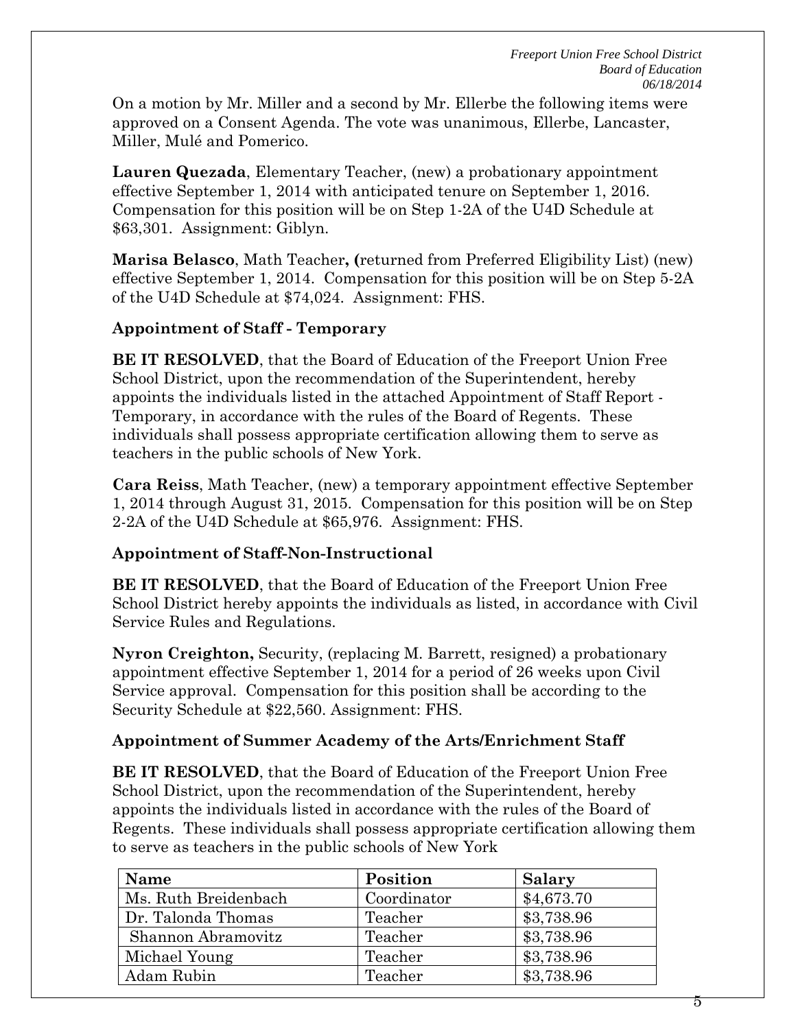On a motion by Mr. Miller and a second by Mr. Ellerbe the following items were approved on a Consent Agenda. The vote was unanimous, Ellerbe, Lancaster, Miller, Mulé and Pomerico.

**Lauren Quezada**, Elementary Teacher, (new) a probationary appointment effective September 1, 2014 with anticipated tenure on September 1, 2016. Compensation for this position will be on Step 1-2A of the U4D Schedule at $63,301. Assignment: Giblyn.

**Marisa Belasco**, Math Teacher**, (**returned from Preferred Eligibility List) (new) effective September 1, 2014. Compensation for this position will be on Step 5-2A of the U4D Schedule at $74,024. Assignment: FHS.

**Appointment of Staff - Temporary**

**BE IT RESOLVED**, that the Board of Education of the Freeport Union Free School District, upon the recommendation of the Superintendent, hereby appoints the individuals listed in the attached Appointment of Staff Report - Temporary, in accordance with the rules of the Board of Regents. These individuals shall possess appropriate certification allowing them to serve as teachers in the public schools of New York.

**Cara Reiss**, Math Teacher, (new) a temporary appointment effective September 1, 2014 through August 31, 2015. Compensation for this position will be on Step 2-2A of the U4D Schedule at $65,976. Assignment: FHS.

**Appointment of Staff-Non-Instructional**

**BE IT RESOLVED**, that the Board of Education of the Freeport Union Free School District hereby appoints the individuals as listed, in accordance with Civil Service Rules and Regulations.

**Nyron Creighton,** Security, (replacing M. Barrett, resigned) a probationary appointment effective September 1, 2014 for a period of 26 weeks upon Civil Service approval. Compensation for this position shall be according to the Security Schedule at $22,560. Assignment: FHS.

**Appointment of Summer Academy of the Arts/Enrichment Staff**

**BE IT RESOLVED**, that the Board of Education of the Freeport Union Free School District, upon the recommendation of the Superintendent, hereby appoints the individuals listed in accordance with the rules of the Board of Regents. These individuals shall possess appropriate certification allowing them to serve as teachers in the public schools of New York

| **Name** | **Position** | **Salary** |
|---|---|---|
| Ms. Ruth Breidenbach | Coordinator | $4,673.70 |
| Dr. Talonda Thomas | Teacher | $3,738.96 |
| Shannon Abramovitz | Teacher | $3,738.96 |
| Michael Young | Teacher | $3,738.96 |
| Adam Rubin | Teacher | $3,738.96 |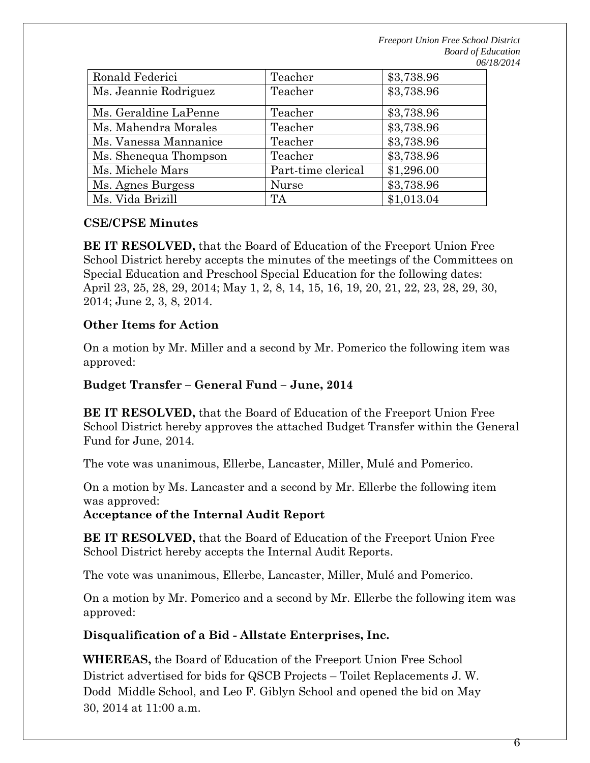| Ronald Federici | Teacher | $3,738.96 |
|---|---|---|
| Ms. Jeannie Rodriguez | Teacher | $3,738.96 |
| Ms. Geraldine LaPenne | Teacher | $3,738.96 |
| Ms. Mahendra Morales | Teacher | $3,738.96 |
| Ms. Vanessa Mannanice | Teacher | $3,738.96 |
| Ms. Shenequa Thompson | Teacher | $3,738.96 |
| Ms. Michele Mars | Part-time clerical | $1,296.00 |
| Ms. Agnes Burgess | Nurse | $3,738.96 |
| Ms. Vida Brizill | TA | $1,013.04 |

**CSE/CPSE Minutes**

**BE IT RESOLVED,** that the Board of Education of the Freeport Union Free School District hereby accepts the minutes of the meetings of the Committees on Special Education and Preschool Special Education for the following dates: April 23, 25, 28, 29, 2014; May 1, 2, 8, 14, 15, 16, 19, 20, 21, 22, 23, 28, 29, 30, 2014; June 2, 3, 8, 2014.

**Other Items for Action**

On a motion by Mr. Miller and a second by Mr. Pomerico the following item was approved:

**Budget Transfer – General Fund – June, 2014**

**BE IT RESOLVED,** that the Board of Education of the Freeport Union Free School District hereby approves the attached Budget Transfer within the General Fund for June, 2014.

The vote was unanimous, Ellerbe, Lancaster, Miller, Mulé and Pomerico.

On a motion by Ms. Lancaster and a second by Mr. Ellerbe the following item was approved:

**Acceptance of the Internal Audit Report**

**BE IT RESOLVED,** that the Board of Education of the Freeport Union Free School District hereby accepts the Internal Audit Reports.

The vote was unanimous, Ellerbe, Lancaster, Miller, Mulé and Pomerico.

On a motion by Mr. Pomerico and a second by Mr. Ellerbe the following item was approved:

**Disqualification of a Bid - Allstate Enterprises, Inc.**

**WHEREAS,** the Board of Education of the Freeport Union Free School District advertised for bids for QSCB Projects – Toilet Replacements J. W. Dodd Middle School, and Leo F. Giblyn School and opened the bid on May 30, 2014 at 11:00 a.m.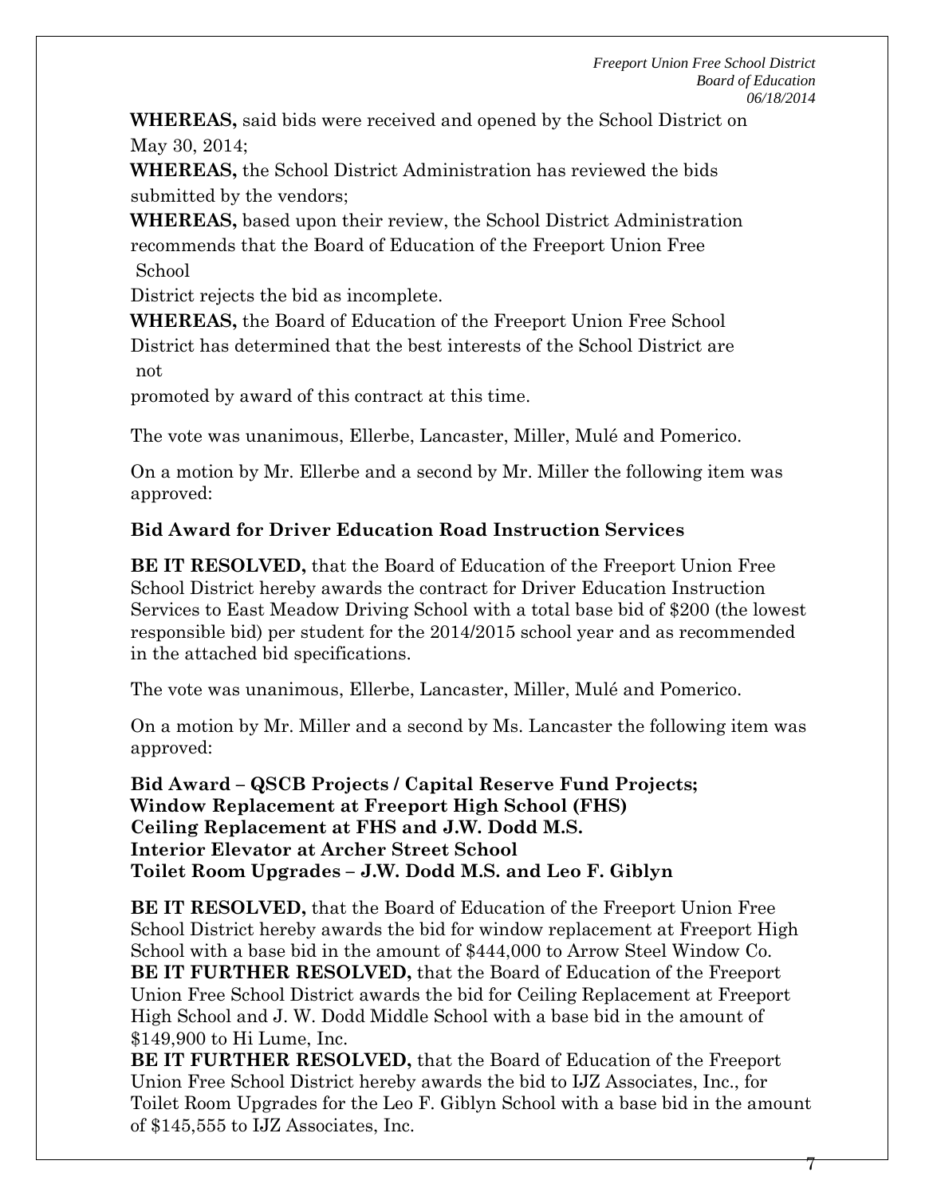**WHEREAS,** said bids were received and opened by the School District on May 30, 2014;

**WHEREAS,** the School District Administration has reviewed the bids submitted by the vendors;

**WHEREAS,** based upon their review, the School District Administration recommends that the Board of Education of the Freeport Union Free School District rejects the bid as incomplete.

**WHEREAS,** the Board of Education of the Freeport Union Free School District has determined that the best interests of the School District are not promoted by award of this contract at this time.

The vote was unanimous, Ellerbe, Lancaster, Miller, Mulé and Pomerico.

On a motion by Mr. Ellerbe and a second by Mr. Miller the following item was approved:

**Bid Award for Driver Education Road Instruction Services**

**BE IT RESOLVED,** that the Board of Education of the Freeport Union Free School District hereby awards the contract for Driver Education Instruction Services to East Meadow Driving School with a total base bid of $200 (the lowest responsible bid) per student for the 2014/2015 school year and as recommended in the attached bid specifications.

The vote was unanimous, Ellerbe, Lancaster, Miller, Mulé and Pomerico.

On a motion by Mr. Miller and a second by Ms. Lancaster the following item was approved:

**Bid Award – QSCB Projects / Capital Reserve Fund Projects;**
**Window Replacement at Freeport High School (FHS)**
**Ceiling Replacement at FHS and J.W. Dodd M.S.**
**Interior Elevator at Archer Street School**
**Toilet Room Upgrades – J.W. Dodd M.S. and Leo F. Giblyn**

**BE IT RESOLVED,** that the Board of Education of the Freeport Union Free School District hereby awards the bid for window replacement at Freeport High School with a base bid in the amount of $444,000 to Arrow Steel Window Co.

**BE IT FURTHER RESOLVED,** that the Board of Education of the Freeport Union Free School District awards the bid for Ceiling Replacement at Freeport High School and J. W. Dodd Middle School with a base bid in the amount of $149,900 to Hi Lume, Inc.

**BE IT FURTHER RESOLVED,** that the Board of Education of the Freeport Union Free School District hereby awards the bid to IJZ Associates, Inc., for Toilet Room Upgrades for the Leo F. Giblyn School with a base bid in the amount of $145,555 to IJZ Associates, Inc.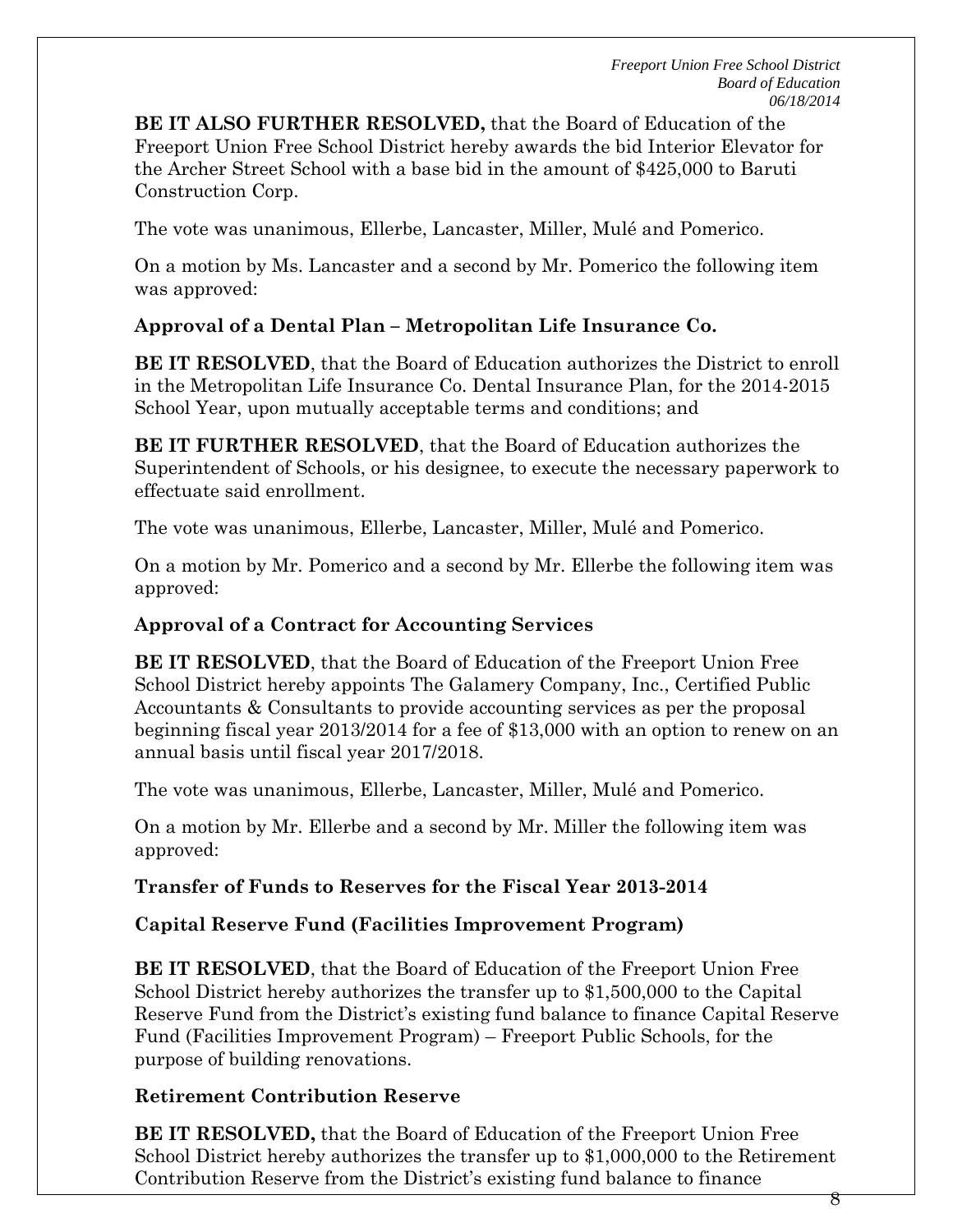**BE IT ALSO FURTHER RESOLVED,** that the Board of Education of the Freeport Union Free School District hereby awards the bid Interior Elevator for the Archer Street School with a base bid in the amount of $425,000 to Baruti Construction Corp.

The vote was unanimous, Ellerbe, Lancaster, Miller, Mulé and Pomerico.

On a motion by Ms. Lancaster and a second by Mr. Pomerico the following item was approved:

**Approval of a Dental Plan – Metropolitan Life Insurance Co.**

**BE IT RESOLVED**, that the Board of Education authorizes the District to enroll in the Metropolitan Life Insurance Co. Dental Insurance Plan, for the 2014-2015 School Year, upon mutually acceptable terms and conditions; and

**BE IT FURTHER RESOLVED**, that the Board of Education authorizes the Superintendent of Schools, or his designee, to execute the necessary paperwork to effectuate said enrollment.

The vote was unanimous, Ellerbe, Lancaster, Miller, Mulé and Pomerico.

On a motion by Mr. Pomerico and a second by Mr. Ellerbe the following item was approved:

**Approval of a Contract for Accounting Services**

**BE IT RESOLVED**, that the Board of Education of the Freeport Union Free School District hereby appoints The Galamery Company, Inc., Certified Public Accountants & Consultants to provide accounting services as per the proposal beginning fiscal year 2013/2014 for a fee of $13,000 with an option to renew on an annual basis until fiscal year 2017/2018.

The vote was unanimous, Ellerbe, Lancaster, Miller, Mulé and Pomerico.

On a motion by Mr. Ellerbe and a second by Mr. Miller the following item was approved:

**Transfer of Funds to Reserves for the Fiscal Year 2013-2014**

**Capital Reserve Fund (Facilities Improvement Program)**

**BE IT RESOLVED**, that the Board of Education of the Freeport Union Free School District hereby authorizes the transfer up to $1,500,000 to the Capital Reserve Fund from the District's existing fund balance to finance Capital Reserve Fund (Facilities Improvement Program) – Freeport Public Schools, for the purpose of building renovations.

**Retirement Contribution Reserve**

**BE IT RESOLVED,** that the Board of Education of the Freeport Union Free School District hereby authorizes the transfer up to $1,000,000 to the Retirement Contribution Reserve from the District's existing fund balance to finance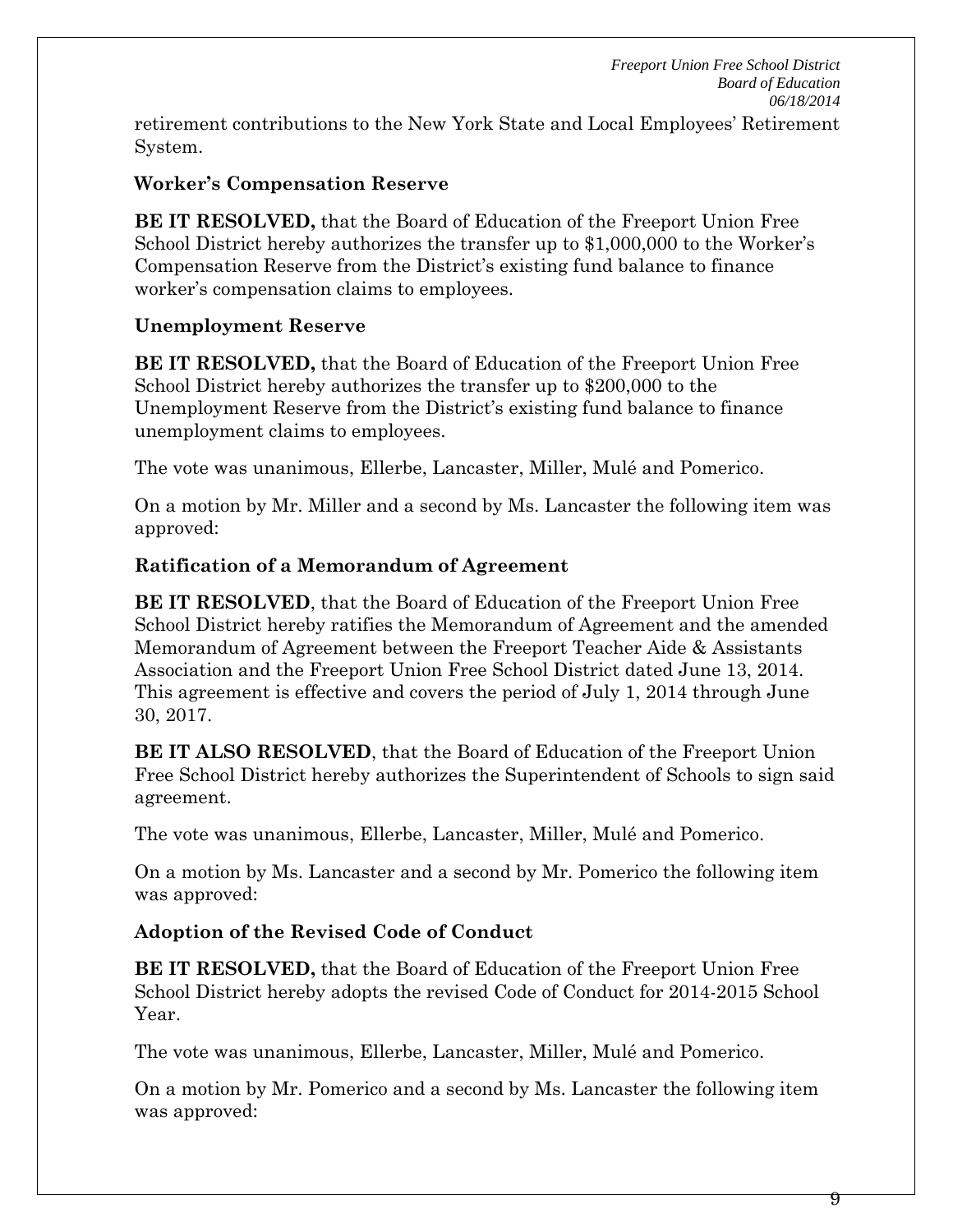retirement contributions to the New York State and Local Employees' Retirement System.

**Worker's Compensation Reserve**

**BE IT RESOLVED,** that the Board of Education of the Freeport Union Free School District hereby authorizes the transfer up to $1,000,000 to the Worker's Compensation Reserve from the District's existing fund balance to finance worker's compensation claims to employees.

**Unemployment Reserve**

**BE IT RESOLVED,** that the Board of Education of the Freeport Union Free School District hereby authorizes the transfer up to $200,000 to the Unemployment Reserve from the District's existing fund balance to finance unemployment claims to employees.

The vote was unanimous, Ellerbe, Lancaster, Miller, Mulé and Pomerico.

On a motion by Mr. Miller and a second by Ms. Lancaster the following item was approved:

**Ratification of a Memorandum of Agreement**

**BE IT RESOLVED**, that the Board of Education of the Freeport Union Free School District hereby ratifies the Memorandum of Agreement and the amended Memorandum of Agreement between the Freeport Teacher Aide & Assistants Association and the Freeport Union Free School District dated June 13, 2014. This agreement is effective and covers the period of July 1, 2014 through June 30, 2017.

**BE IT ALSO RESOLVED**, that the Board of Education of the Freeport Union Free School District hereby authorizes the Superintendent of Schools to sign said agreement.

The vote was unanimous, Ellerbe, Lancaster, Miller, Mulé and Pomerico.

On a motion by Ms. Lancaster and a second by Mr. Pomerico the following item was approved:

**Adoption of the Revised Code of Conduct**

**BE IT RESOLVED,** that the Board of Education of the Freeport Union Free School District hereby adopts the revised Code of Conduct for 2014-2015 School Year.

The vote was unanimous, Ellerbe, Lancaster, Miller, Mulé and Pomerico.

On a motion by Mr. Pomerico and a second by Ms. Lancaster the following item was approved: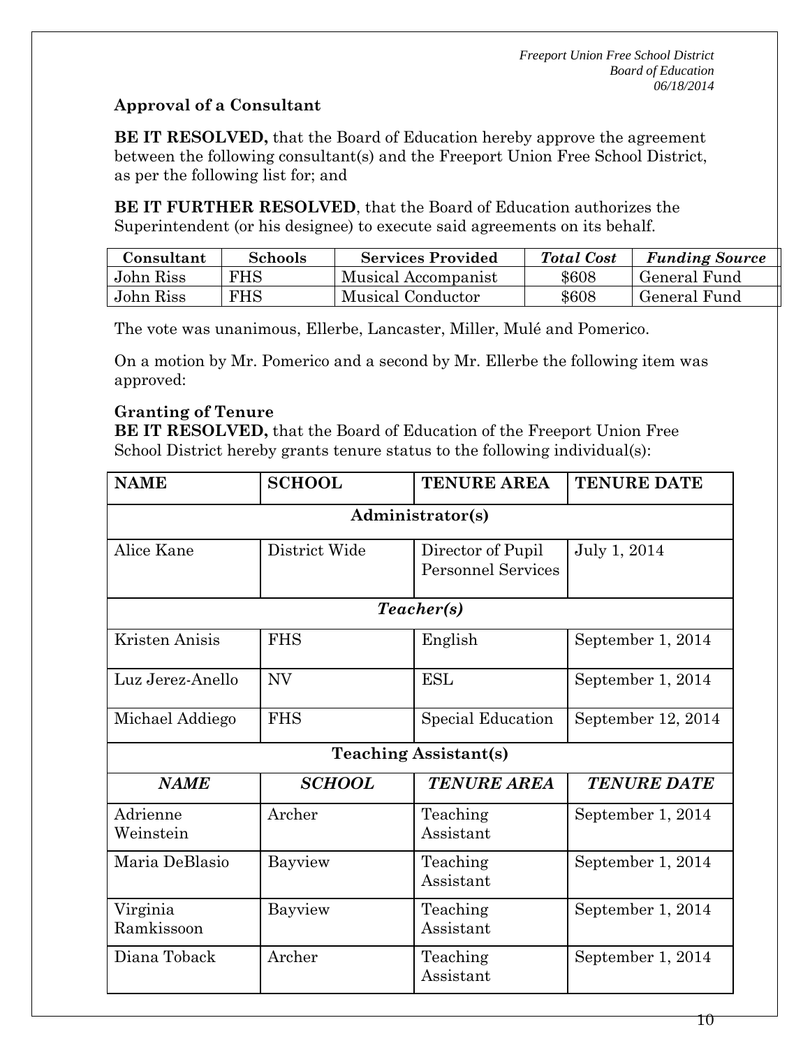**Approval of a Consultant**

**BE IT RESOLVED,** that the Board of Education hereby approve the agreement between the following consultant(s) and the Freeport Union Free School District, as per the following list for; and

**BE IT FURTHER RESOLVED**, that the Board of Education authorizes the Superintendent (or his designee) to execute said agreements on its behalf.

| Consultant | Schools | Services Provided | *Total Cost* | *Funding Source* |
|---|---|---|---|---|
| John Riss | FHS | Musical Accompanist | $608 | General Fund |
| John Riss | FHS | Musical Conductor | $608 | General Fund |

The vote was unanimous, Ellerbe, Lancaster, Miller, Mulé and Pomerico.

On a motion by Mr. Pomerico and a second by Mr. Ellerbe the following item was approved:

**Granting of Tenure**
**BE IT RESOLVED,** that the Board of Education of the Freeport Union Free School District hereby grants tenure status to the following individual(s):

| NAME | SCHOOL | TENURE AREA | TENURE DATE |
|---|---|---|---|
| **Administrator(s)** | | | |
| Alice Kane | District Wide | Director of Pupil Personnel Services | July 1, 2014 |
| ***Teacher(s)*** | | | |
| Kristen Anisis | FHS | English | September 1, 2014 |
| Luz Jerez-Anello | NV | ESL | September 1, 2014 |
| Michael Addiego | FHS | Special Education | September 12, 2014 |
| **Teaching Assistant(s)** | | | |
| ***NAME*** | ***SCHOOL*** | ***TENURE AREA*** | ***TENURE DATE*** |
| Adrienne Weinstein | Archer | Teaching Assistant | September 1, 2014 |
| Maria DeBlasio | Bayview | Teaching Assistant | September 1, 2014 |
| Virginia Ramkissoon | Bayview | Teaching Assistant | September 1, 2014 |
| Diana Toback | Archer | Teaching Assistant | September 1, 2014 |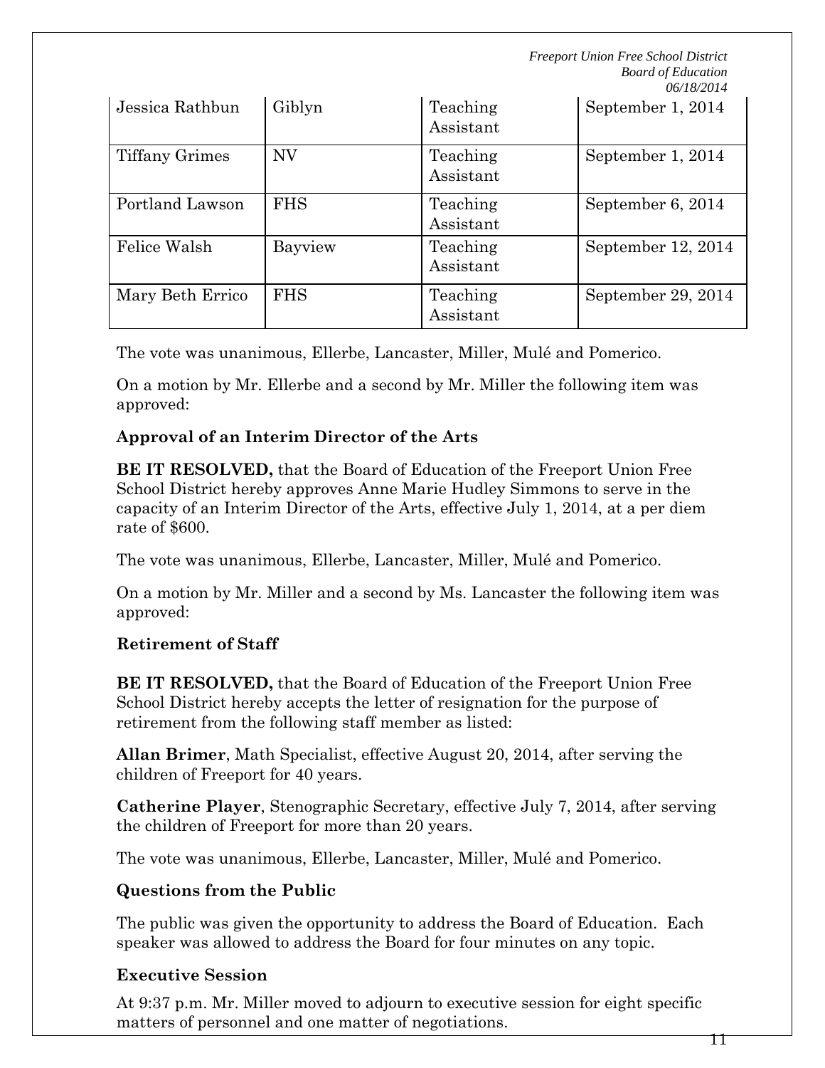| Jessica Rathbun | Giblyn | Teaching Assistant | September 1, 2014 |
|---|---|---|---|
| Tiffany Grimes | NV | Teaching Assistant | September 1, 2014 |
| Portland Lawson | FHS | Teaching Assistant | September 6, 2014 |
| Felice Walsh | Bayview | Teaching Assistant | September 12, 2014 |
| Mary Beth Errico | FHS | Teaching Assistant | September 29, 2014 |

The vote was unanimous, Ellerbe, Lancaster, Miller, Mulé and Pomerico.

On a motion by Mr. Ellerbe and a second by Mr. Miller the following item was approved:

**Approval of an Interim Director of the Arts**

**BE IT RESOLVED,** that the Board of Education of the Freeport Union Free School District hereby approves Anne Marie Hudley Simmons to serve in the capacity of an Interim Director of the Arts, effective July 1, 2014, at a per diem rate of $600.

The vote was unanimous, Ellerbe, Lancaster, Miller, Mulé and Pomerico.

On a motion by Mr. Miller and a second by Ms. Lancaster the following item was approved:

**Retirement of Staff**

**BE IT RESOLVED,** that the Board of Education of the Freeport Union Free School District hereby accepts the letter of resignation for the purpose of retirement from the following staff member as listed:

**Allan Brimer**, Math Specialist, effective August 20, 2014, after serving the children of Freeport for 40 years.

**Catherine Player**, Stenographic Secretary, effective July 7, 2014, after serving the children of Freeport for more than 20 years.

The vote was unanimous, Ellerbe, Lancaster, Miller, Mulé and Pomerico.

**Questions from the Public**

The public was given the opportunity to address the Board of Education. Each speaker was allowed to address the Board for four minutes on any topic.

**Executive Session**

At 9:37 p.m. Mr. Miller moved to adjourn to executive session for eight specific matters of personnel and one matter of negotiations.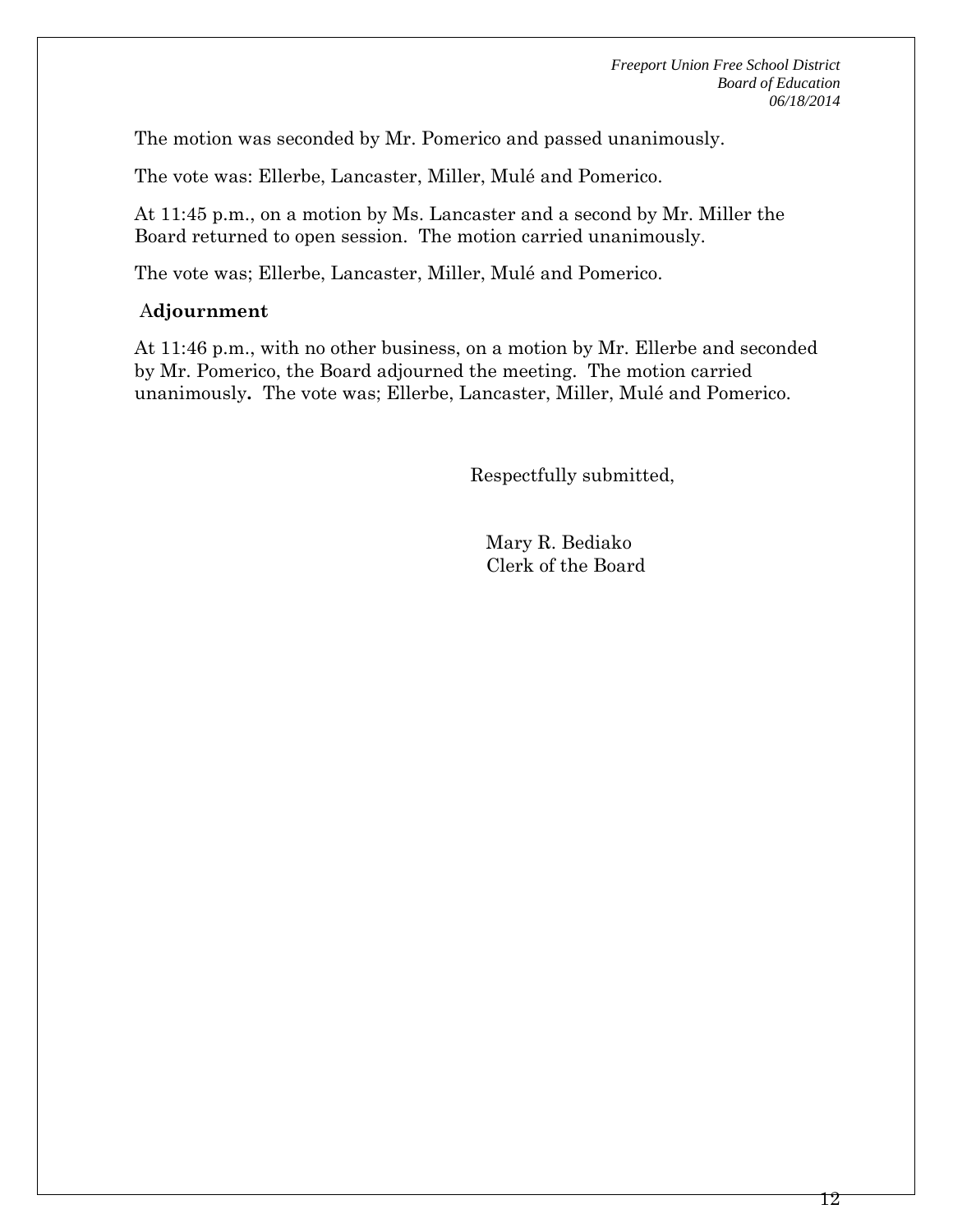The motion was seconded by Mr. Pomerico and passed unanimously.

The vote was: Ellerbe, Lancaster, Miller, Mulé and Pomerico.

At 11:45 p.m., on a motion by Ms. Lancaster and a second by Mr. Miller the Board returned to open session. The motion carried unanimously.

The vote was; Ellerbe, Lancaster, Miller, Mulé and Pomerico.

**Adjournment**

At 11:46 p.m., with no other business, on a motion by Mr. Ellerbe and seconded by Mr. Pomerico, the Board adjourned the meeting. The motion carried unanimously**.** The vote was; Ellerbe, Lancaster, Miller, Mulé and Pomerico.

Respectfully submitted,

Mary R. Bediako
Clerk of the Board